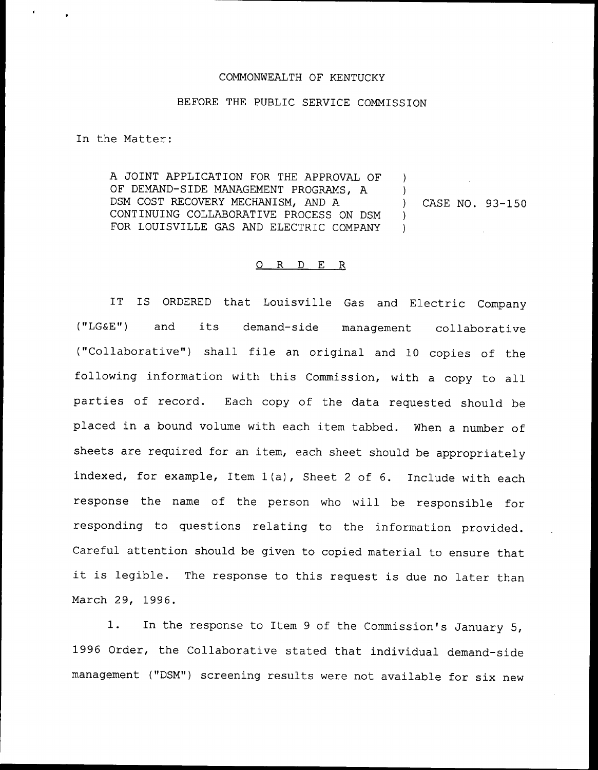COMMONWEALTH OF KENTUCKY

BEFORE THE PUBLIC SERVICE COMMISSION

In the Matter:

| | | |
|---|---|---|
| A JOINT APPLICATION FOR THE APPROVAL OF OF DEMAND-SIDE MANAGEMENT PROGRAMS, A DSM COST RECOVERY MECHANISM, AND A CONTINUING COLLABORATIVE PROCESS ON DSM FOR LOUISVILLE GAS AND ELECTRIC COMPANY | ) | CASE NO. 93-150 |

## O R D E R

IT IS ORDERED that Louisville Gas and Electric Company ("LG&E") and its demand-side management collaborative ("Collaborative") shall file an original and 10 copies of the following information with this Commission, with a copy to all parties of record. Each copy of the data requested should be placed in a bound volume with each item tabbed. When a number of sheets are required for an item, each sheet should be appropriately indexed, for example, Item 1(a), Sheet 2 of 6. Include with each response the name of the person who will be responsible for responding to questions relating to the information provided. Careful attention should be given to copied material to ensure that it is legible. The response to this request is due no later than March 29, 1996.

1. In the response to Item 9 of the Commission's January 5, 1996 Order, the Collaborative stated that individual demand-side management ("DSM") screening results were not available for six new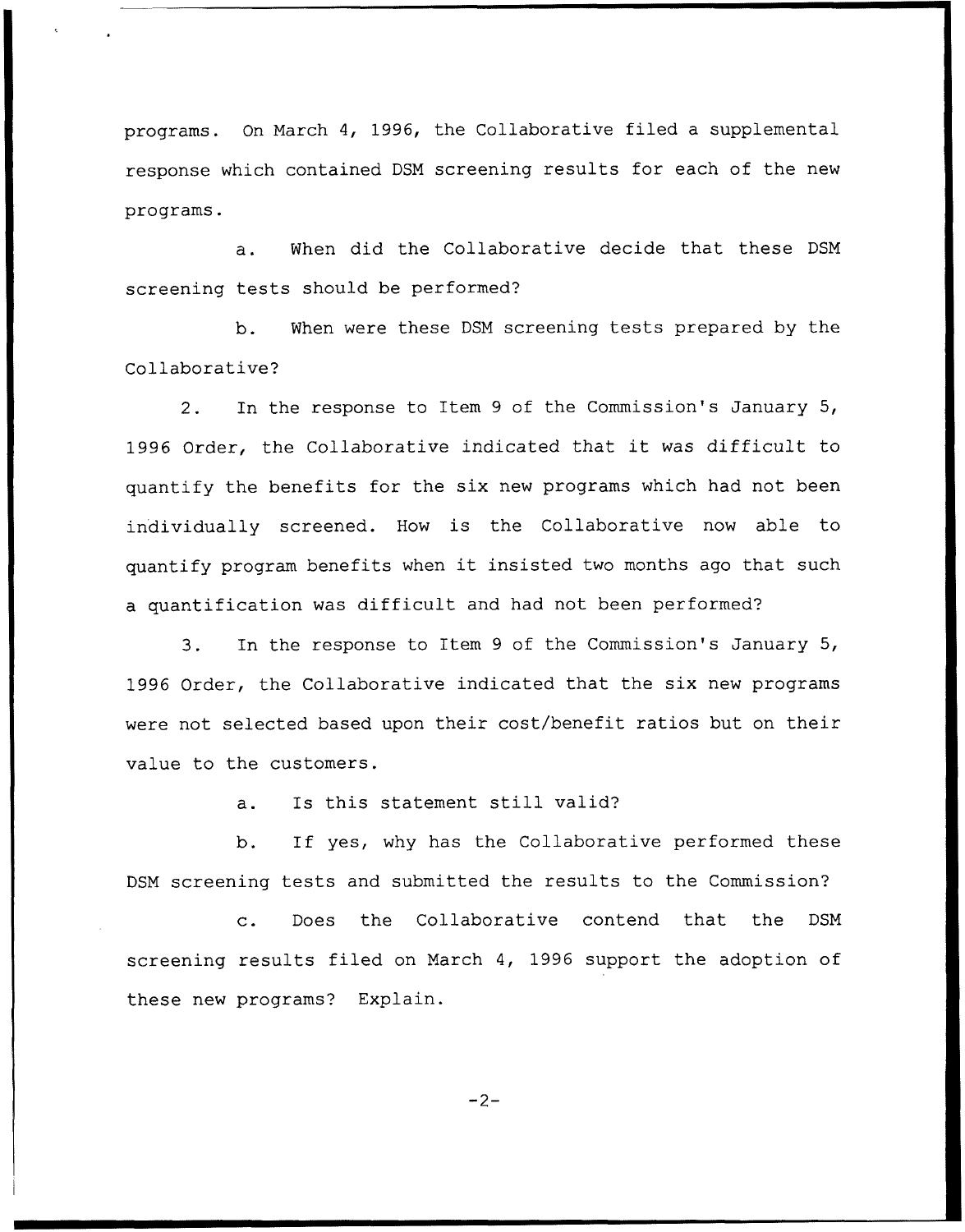programs. On March 4, 1996, the Collaborative filed a supplemental response which contained DSM screening results for each of the new programs.

a. When did the Collaborative decide that these DSM screening tests should be performed?

b. When were these DSM screening tests prepared by the Collaborative?

2. In the response to Item 9 of the Commission's January 5, 1996 Order, the Collaborative indicated that it was difficult to quantify the benefits for the six new programs which had not been individually screened. How is the Collaborative now able to quantify program benefits when it insisted two months ago that such a quantification was difficult and had not been performed?

3. In the response to Item 9 of the Commission's January 5, 1996 Order, the Collaborative indicated that the six new programs were not selected based upon their cost/benefit ratios but on their value to the customers.

a. Is this statement still valid?

b. If yes, why has the Collaborative performed these DSM screening tests and submitted the results to the Commission?

c. Does the Collaborative contend that the DSM screening results filed on March 4, 1996 support the adoption of these new programs? Explain.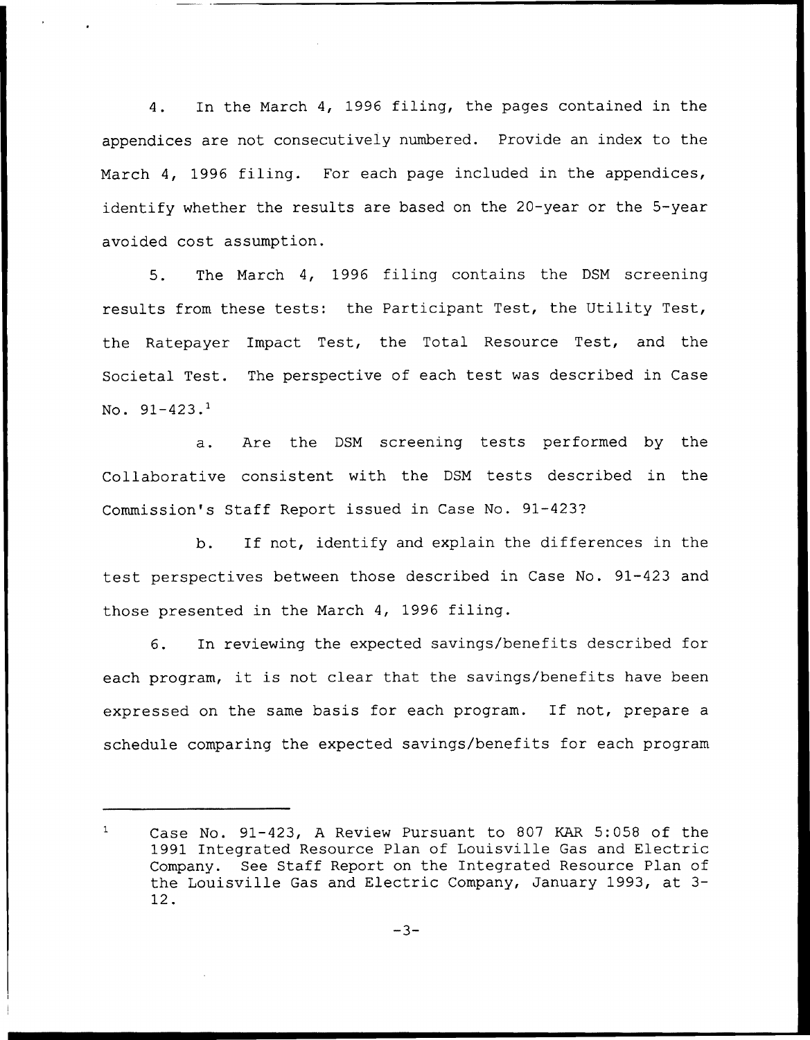4. In the March 4, 1996 filing, the pages contained in the appendices are not consecutively numbered. Provide an index to the March 4, 1996 filing. For each page included in the appendices, identify whether the results are based on the 20-year or the 5-year avoided cost assumption.

5. The March 4, 1996 filing contains the DSM screening results from these tests: the Participant Test, the Utility Test, the Ratepayer Impact Test, the Total Resource Test, and the Societal Test. The perspective of each test was described in Case No. 91-423.[1]

a. Are the DSM screening tests performed by the Collaborative consistent with the DSM tests described in the Commission's Staff Report issued in Case No. 91-423?

b. If not, identify and explain the differences in the test perspectives between those described in Case No. 91-423 and those presented in the March 4, 1996 filing.

6. In reviewing the expected savings/benefits described for each program, it is not clear that the savings/benefits have been expressed on the same basis for each program. If not, prepare a schedule comparing the expected savings/benefits for each program

---

[1] Case No. 91-423, A Review Pursuant to 807 KAR 5:058 of the 1991 Integrated Resource Plan of Louisville Gas and Electric Company. See Staff Report on the Integrated Resource Plan of the Louisville Gas and Electric Company, January 1993, at 3-12.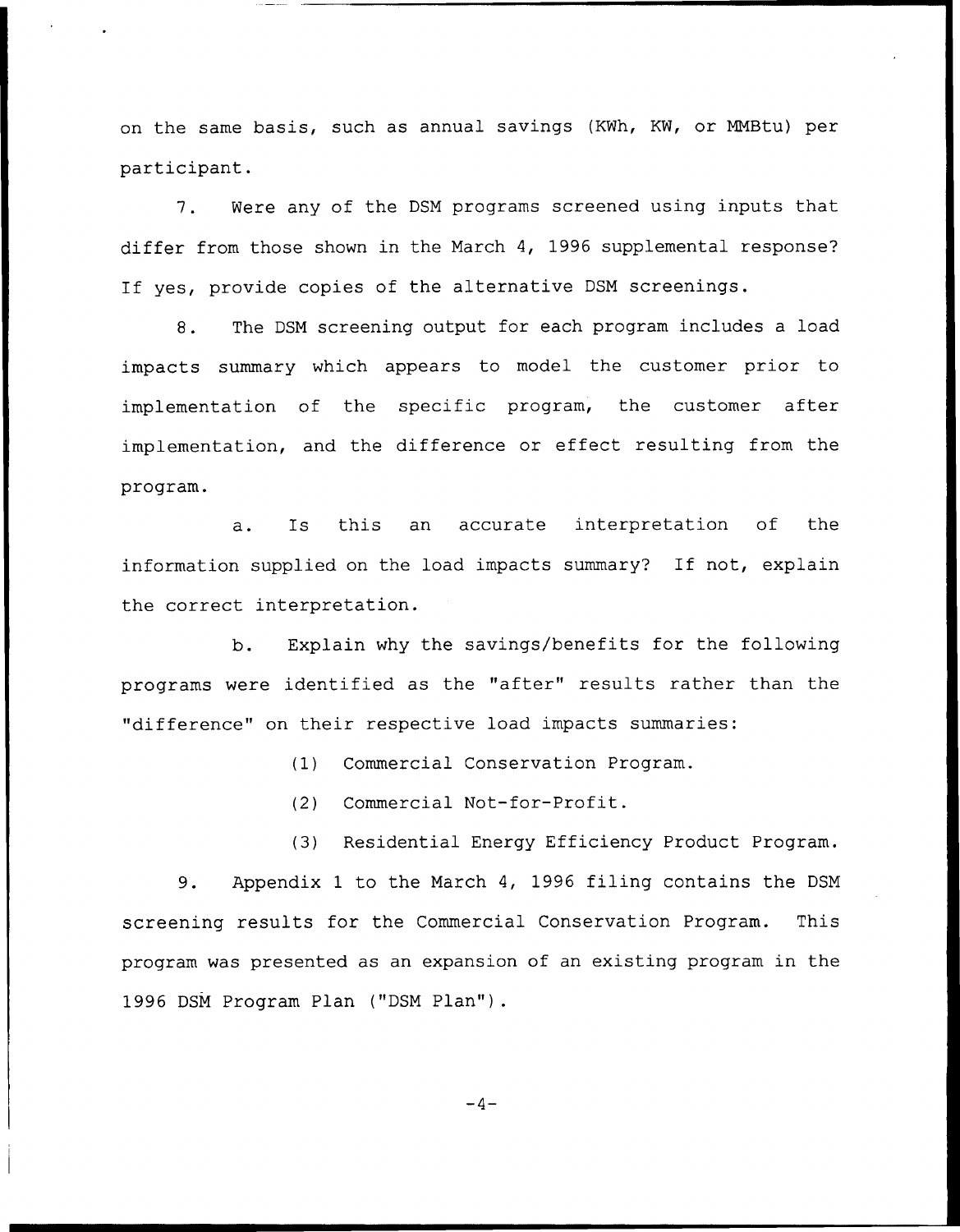on the same basis, such as annual savings (KWh, KW, or MMBtu) per participant.

7. Were any of the DSM programs screened using inputs that differ from those shown in the March 4, 1996 supplemental response? If yes, provide copies of the alternative DSM screenings.

8. The DSM screening output for each program includes a load impacts summary which appears to model the customer prior to implementation of the specific program, the customer after implementation, and the difference or effect resulting from the program.

a. Is this an accurate interpretation of the information supplied on the load impacts summary? If not, explain the correct interpretation.

b. Explain why the savings/benefits for the following programs were identified as the "after" results rather than the "difference" on their respective load impacts summaries:

(1) Commercial Conservation Program.

(2) Commercial Not-for-Profit.

(3) Residential Energy Efficiency Product Program.

9. Appendix 1 to the March 4, 1996 filing contains the DSM screening results for the Commercial Conservation Program. This program was presented as an expansion of an existing program in the 1996 DSM Program Plan ("DSM Plan").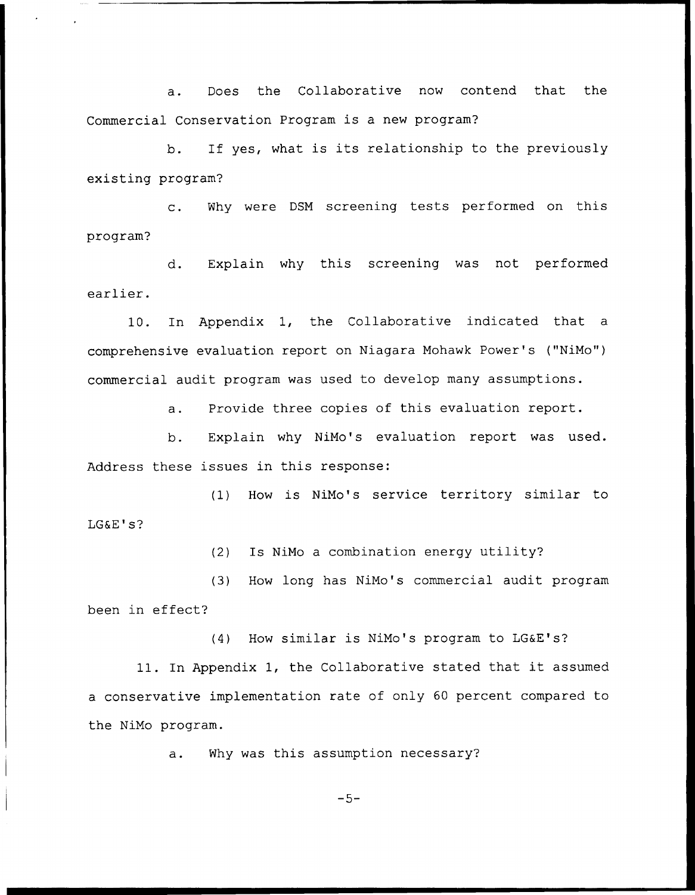a. Does the Collaborative now contend that the Commercial Conservation Program is a new program?

b. If yes, what is its relationship to the previously existing program?

c. Why were DSM screening tests performed on this program?

d. Explain why this screening was not performed earlier.

10. In Appendix 1, the Collaborative indicated that a comprehensive evaluation report on Niagara Mohawk Power's ("NiMo") commercial audit program was used to develop many assumptions.

a. Provide three copies of this evaluation report.

b. Explain why NiMo's evaluation report was used. Address these issues in this response:

(1) How is NiMo's service territory similar to LG&E's?

(2) Is NiMo a combination energy utility?

(3) How long has NiMo's commercial audit program been in effect?

(4) How similar is NiMo's program to LG&E's?

11. In Appendix 1, the Collaborative stated that it assumed a conservative implementation rate of only 60 percent compared to the NiMo program.

a. Why was this assumption necessary?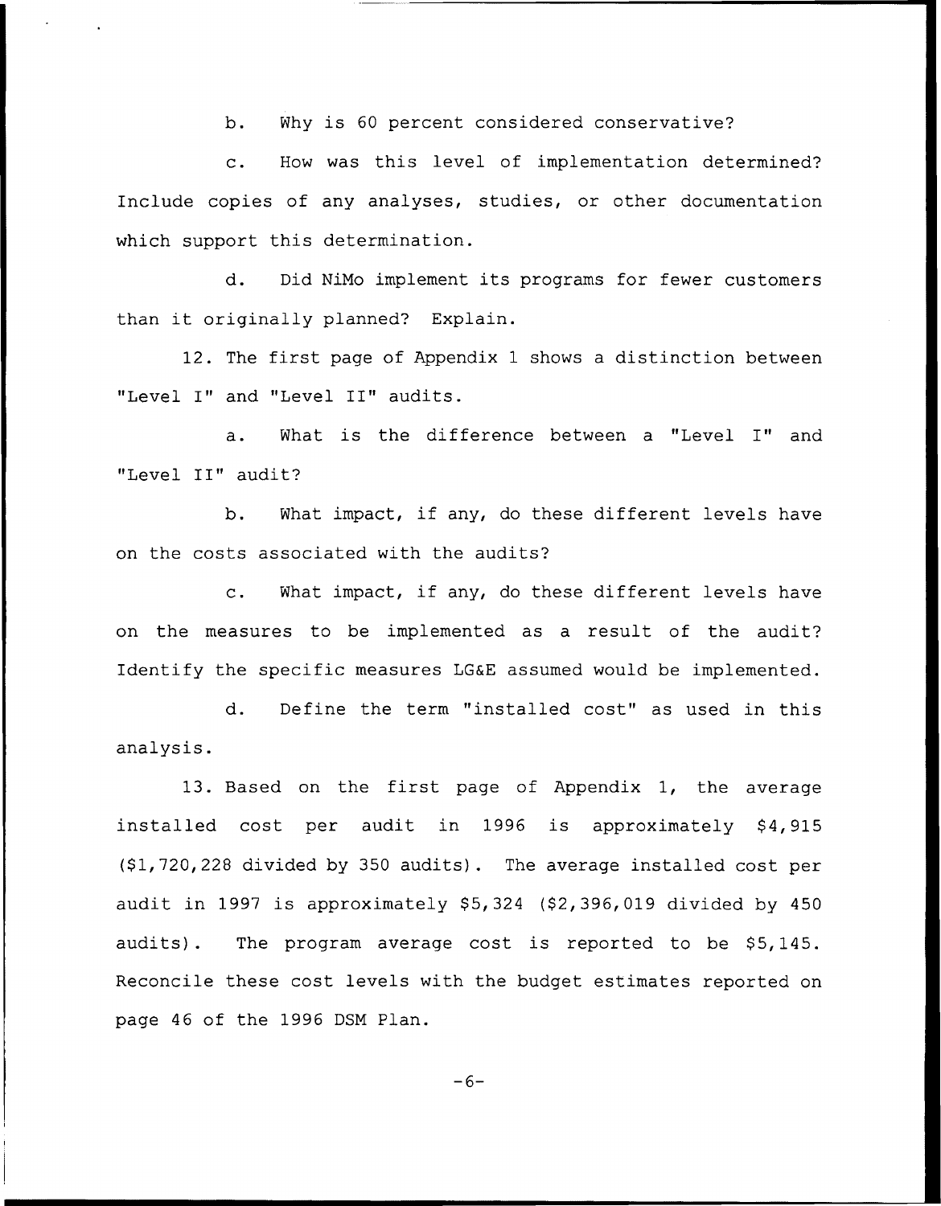b. Why is 60 percent considered conservative?

c. How was this level of implementation determined? Include copies of any analyses, studies, or other documentation which support this determination.

d. Did NiMo implement its programs for fewer customers than it originally planned? Explain.

12. The first page of Appendix 1 shows a distinction between "Level I" and "Level II" audits.

a. What is the difference between a "Level I" and "Level II" audit?

b. What impact, if any, do these different levels have on the costs associated with the audits?

c. What impact, if any, do these different levels have on the measures to be implemented as a result of the audit? Identify the specific measures LG&E assumed would be implemented.

d. Define the term "installed cost" as used in this analysis.

13. Based on the first page of Appendix 1, the average installed cost per audit in 1996 is approximately $4,915 ($1,720,228 divided by 350 audits). The average installed cost per audit in 1997 is approximately $5,324 ($2,396,019 divided by 450 audits). The program average cost is reported to be $5,145. Reconcile these cost levels with the budget estimates reported on page 46 of the 1996 DSM Plan.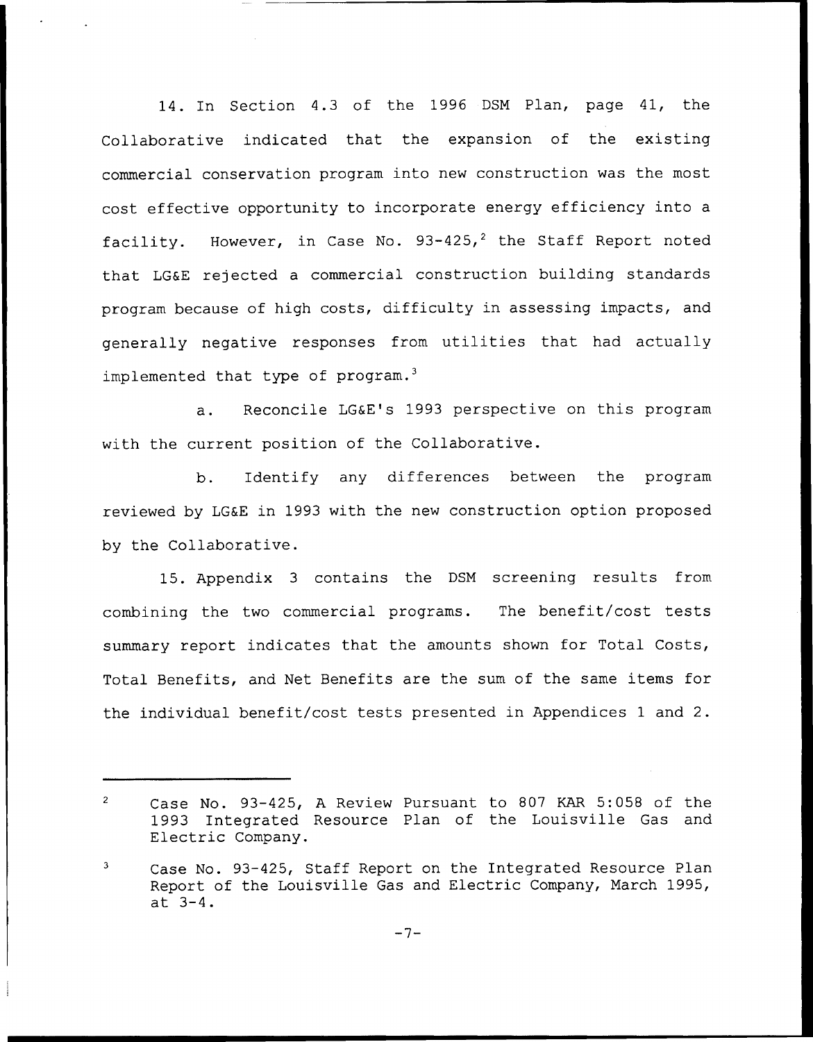14. In Section 4.3 of the 1996 DSM Plan, page 41, the Collaborative indicated that the expansion of the existing commercial conservation program into new construction was the most cost effective opportunity to incorporate energy efficiency into a facility. However, in Case No. 93-425,[2] the Staff Report noted that LG&E rejected a commercial construction building standards program because of high costs, difficulty in assessing impacts, and generally negative responses from utilities that had actually implemented that type of program.[3]

a. Reconcile LG&E's 1993 perspective on this program with the current position of the Collaborative.

b. Identify any differences between the program reviewed by LG&E in 1993 with the new construction option proposed by the Collaborative.

15. Appendix 3 contains the DSM screening results from combining the two commercial programs. The benefit/cost tests summary report indicates that the amounts shown for Total Costs, Total Benefits, and Net Benefits are the sum of the same items for the individual benefit/cost tests presented in Appendices 1 and 2.

---

[2] Case No. 93-425, A Review Pursuant to 807 KAR 5:058 of the 1993 Integrated Resource Plan of the Louisville Gas and Electric Company.

[3] Case No. 93-425, Staff Report on the Integrated Resource Plan Report of the Louisville Gas and Electric Company, March 1995, at 3-4.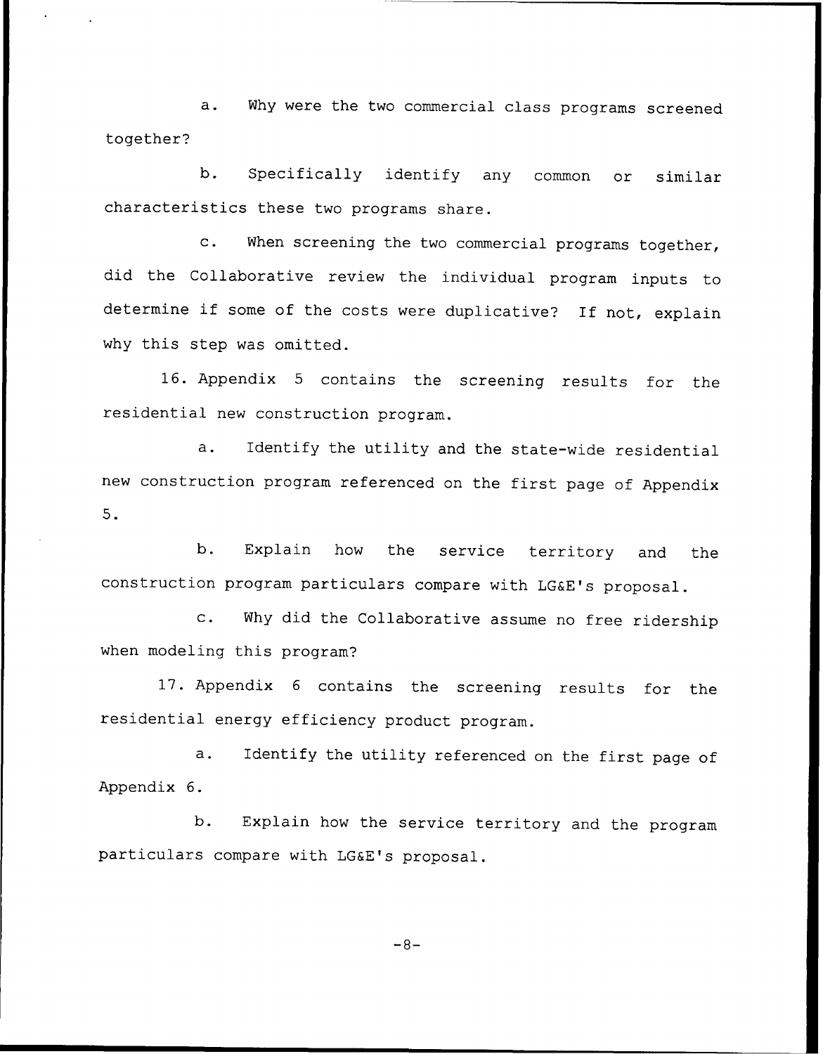a. Why were the two commercial class programs screened together?

b. Specifically identify any common or similar characteristics these two programs share.

c. When screening the two commercial programs together, did the Collaborative review the individual program inputs to determine if some of the costs were duplicative? If not, explain why this step was omitted.

16. Appendix 5 contains the screening results for the residential new construction program.

a. Identify the utility and the state-wide residential new construction program referenced on the first page of Appendix 5.

b. Explain how the service territory and the construction program particulars compare with LG&E's proposal.

c. Why did the Collaborative assume no free ridership when modeling this program?

17. Appendix 6 contains the screening results for the residential energy efficiency product program.

a. Identify the utility referenced on the first page of Appendix 6.

b. Explain how the service territory and the program particulars compare with LG&E's proposal.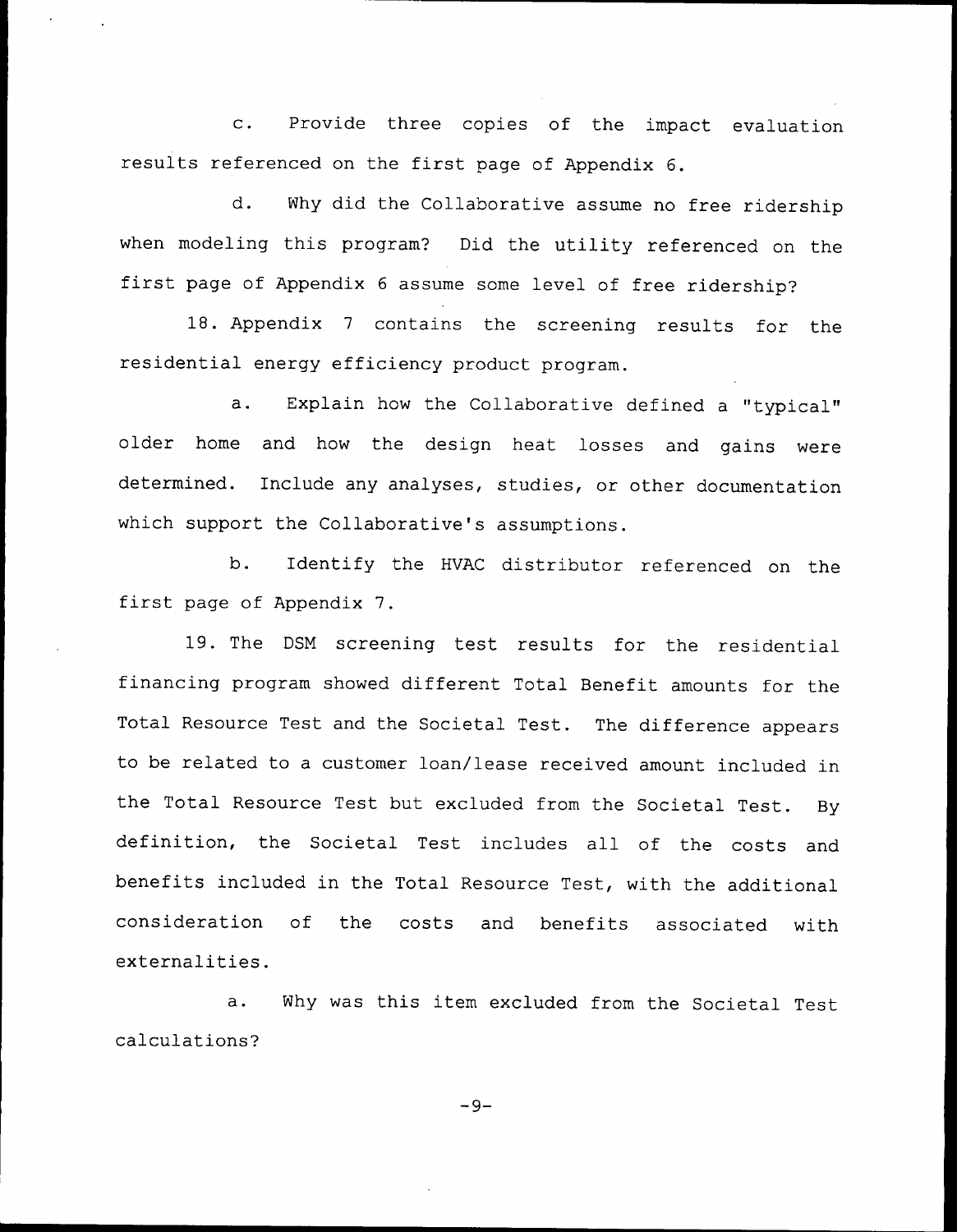c. Provide three copies of the impact evaluation results referenced on the first page of Appendix 6.

d. Why did the Collaborative assume no free ridership when modeling this program? Did the utility referenced on the first page of Appendix 6 assume some level of free ridership?

18. Appendix 7 contains the screening results for the residential energy efficiency product program.

a. Explain how the Collaborative defined a "typical" older home and how the design heat losses and gains were determined. Include any analyses, studies, or other documentation which support the Collaborative's assumptions.

b. Identify the HVAC distributor referenced on the first page of Appendix 7.

19. The DSM screening test results for the residential financing program showed different Total Benefit amounts for the Total Resource Test and the Societal Test. The difference appears to be related to a customer loan/lease received amount included in the Total Resource Test but excluded from the Societal Test. By definition, the Societal Test includes all of the costs and benefits included in the Total Resource Test, with the additional consideration of the costs and benefits associated with externalities.

a. Why was this item excluded from the Societal Test calculations?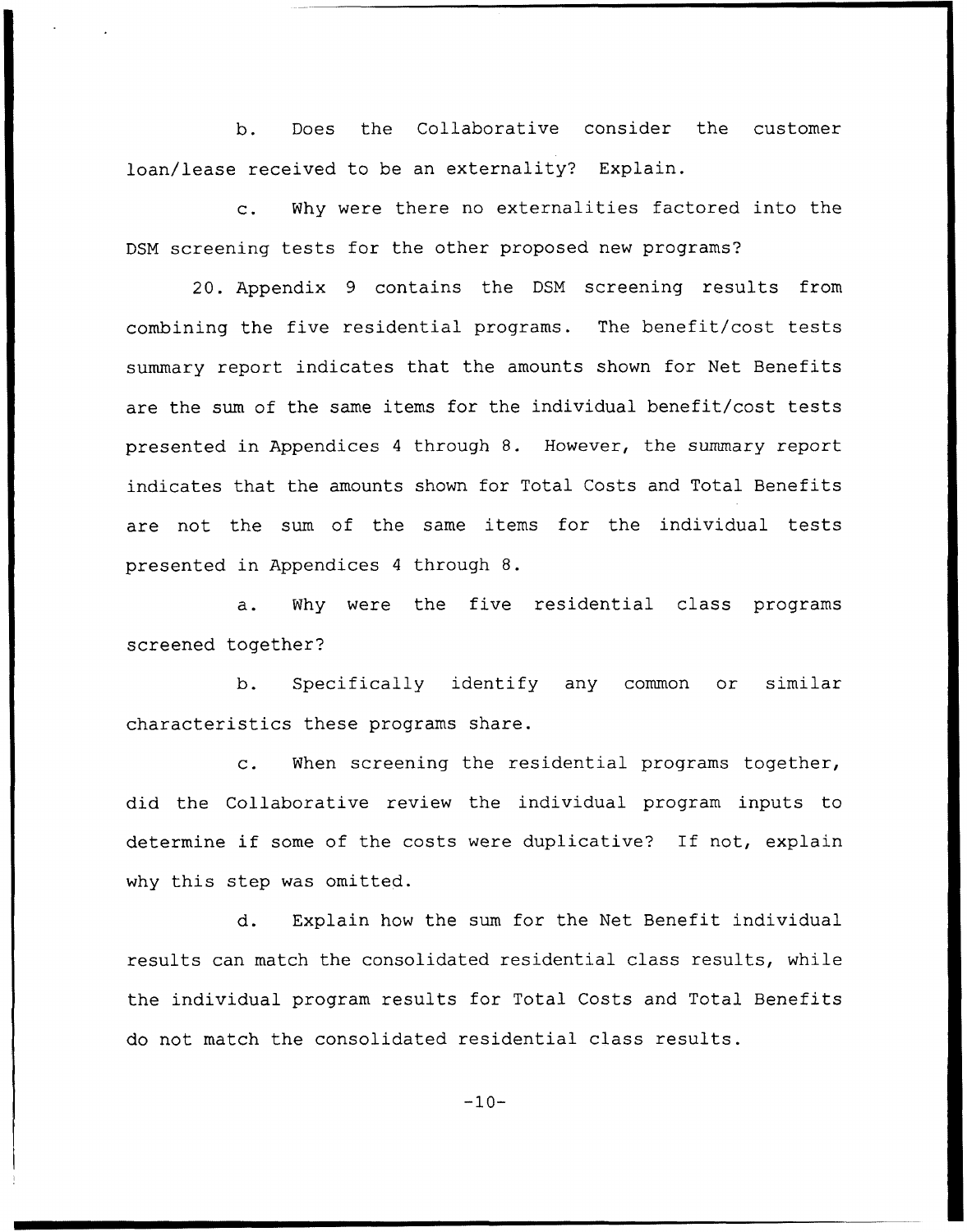b. Does the Collaborative consider the customer loan/lease received to be an externality? Explain.

c. Why were there no externalities factored into the DSM screening tests for the other proposed new programs?

20. Appendix 9 contains the DSM screening results from combining the five residential programs. The benefit/cost tests summary report indicates that the amounts shown for Net Benefits are the sum of the same items for the individual benefit/cost tests presented in Appendices 4 through 8. However, the summary report indicates that the amounts shown for Total Costs and Total Benefits are not the sum of the same items for the individual tests presented in Appendices 4 through 8.

a. Why were the five residential class programs screened together?

b. Specifically identify any common or similar characteristics these programs share.

c. When screening the residential programs together, did the Collaborative review the individual program inputs to determine if some of the costs were duplicative? If not, explain why this step was omitted.

d. Explain how the sum for the Net Benefit individual results can match the consolidated residential class results, while the individual program results for Total Costs and Total Benefits do not match the consolidated residential class results.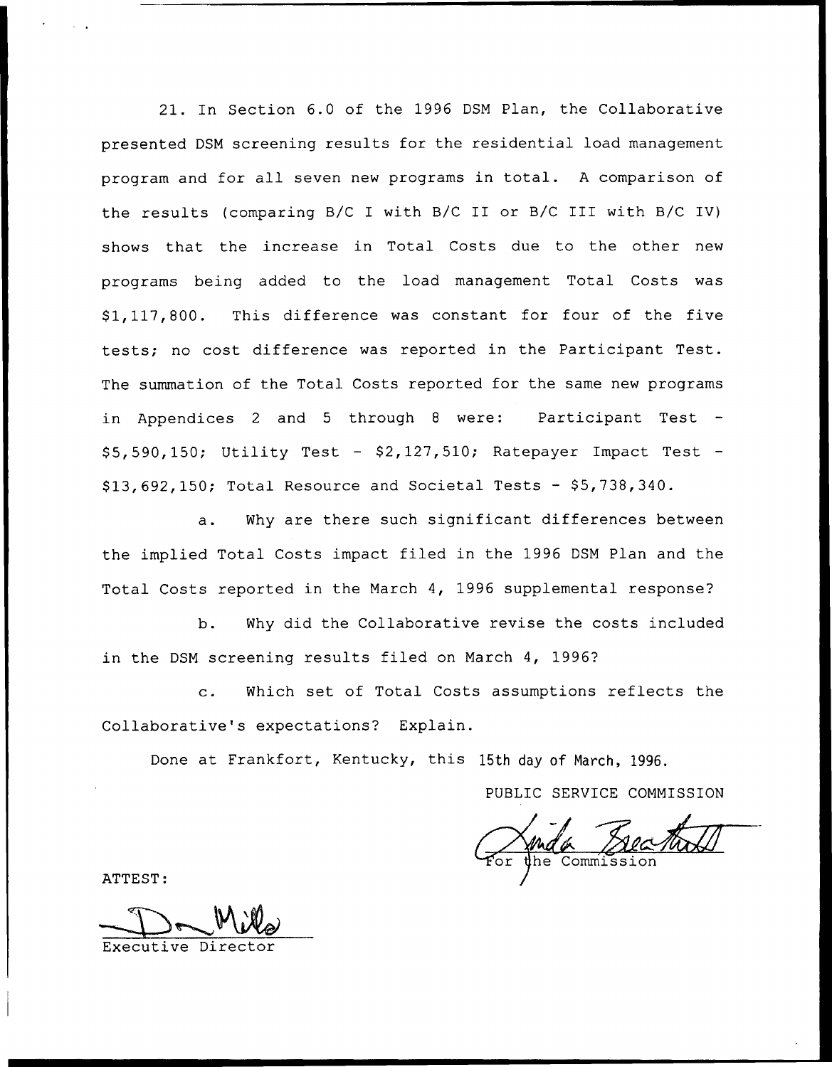21. In Section 6.0 of the 1996 DSM Plan, the Collaborative presented DSM screening results for the residential load management program and for all seven new programs in total. A comparison of the results (comparing B/C I with B/C II or B/C III with B/C IV) shows that the increase in Total Costs due to the other new programs being added to the load management Total Costs was $1,117,800. This difference was constant for four of the five tests; no cost difference was reported in the Participant Test. The summation of the Total Costs reported for the same new programs in Appendices 2 and 5 through 8 were: Participant Test - $5,590,150; Utility Test - $2,127,510; Ratepayer Impact Test - $13,692,150; Total Resource and Societal Tests - $5,738,340.

a. Why are there such significant differences between the implied Total Costs impact filed in the 1996 DSM Plan and the Total Costs reported in the March 4, 1996 supplemental response?

b. Why did the Collaborative revise the costs included in the DSM screening results filed on March 4, 1996?

c. Which set of Total Costs assumptions reflects the Collaborative's expectations? Explain.

Done at Frankfort, Kentucky, this 15th day of March, 1996.

PUBLIC SERVICE COMMISSION

For the Commission

ATTEST:

Executive Director